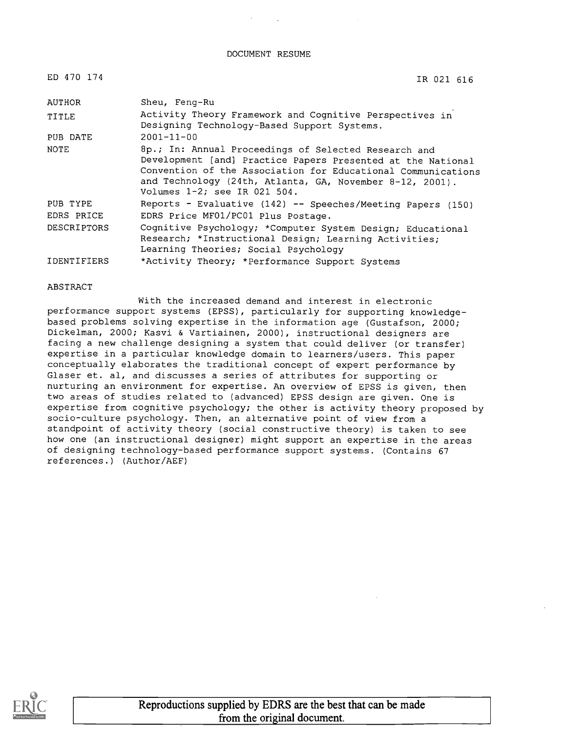DOCUMENT RESUME

| | |
|---|---|
| ED 470 174 | IR 021 616 |
| AUTHOR | Sheu, Feng-Ru |
| TITLE | Activity Theory Framework and Cognitive Perspectives in Designing Technology-Based Support Systems. |
| PUB DATE | 2001-11-00 |
| NOTE | 8p.; In: Annual Proceedings of Selected Research and Development [and] Practice Papers Presented at the National Convention of the Association for Educational Communications and Technology (24th, Atlanta, GA, November 8-12, 2001). Volumes 1-2; see IR 021 504. |
| PUB TYPE | Reports - Evaluative (142) -- Speeches/Meeting Papers (150) |
| EDRS PRICE | EDRS Price MF01/PC01 Plus Postage. |
| DESCRIPTORS | Cognitive Psychology; *Computer System Design; Educational Research; *Instructional Design; Learning Activities; Learning Theories; Social Psychology |
| IDENTIFIERS | *Activity Theory; *Performance Support Systems |

ABSTRACT

With the increased demand and interest in electronic performance support systems (EPSS), particularly for supporting knowledge-based problems solving expertise in the information age (Gustafson, 2000; Dickelman, 2000; Kasvi & Vartiainen, 2000), instructional designers are facing a new challenge designing a system that could deliver (or transfer) expertise in a particular knowledge domain to learners/users. This paper conceptually elaborates the traditional concept of expert performance by Glaser et. al, and discusses a series of attributes for supporting or nurturing an environment for expertise. An overview of EPSS is given, then two areas of studies related to (advanced) EPSS design are given. One is expertise from cognitive psychology; the other is activity theory proposed by socio-culture psychology. Then, an alternative point of view from a standpoint of activity theory (social constructive theory) is taken to see how one (an instructional designer) might support an expertise in the areas of designing technology-based performance support systems. (Contains 67 references.) (Author/AEF)

Reproductions supplied by EDRS are the best that can be made from the original document.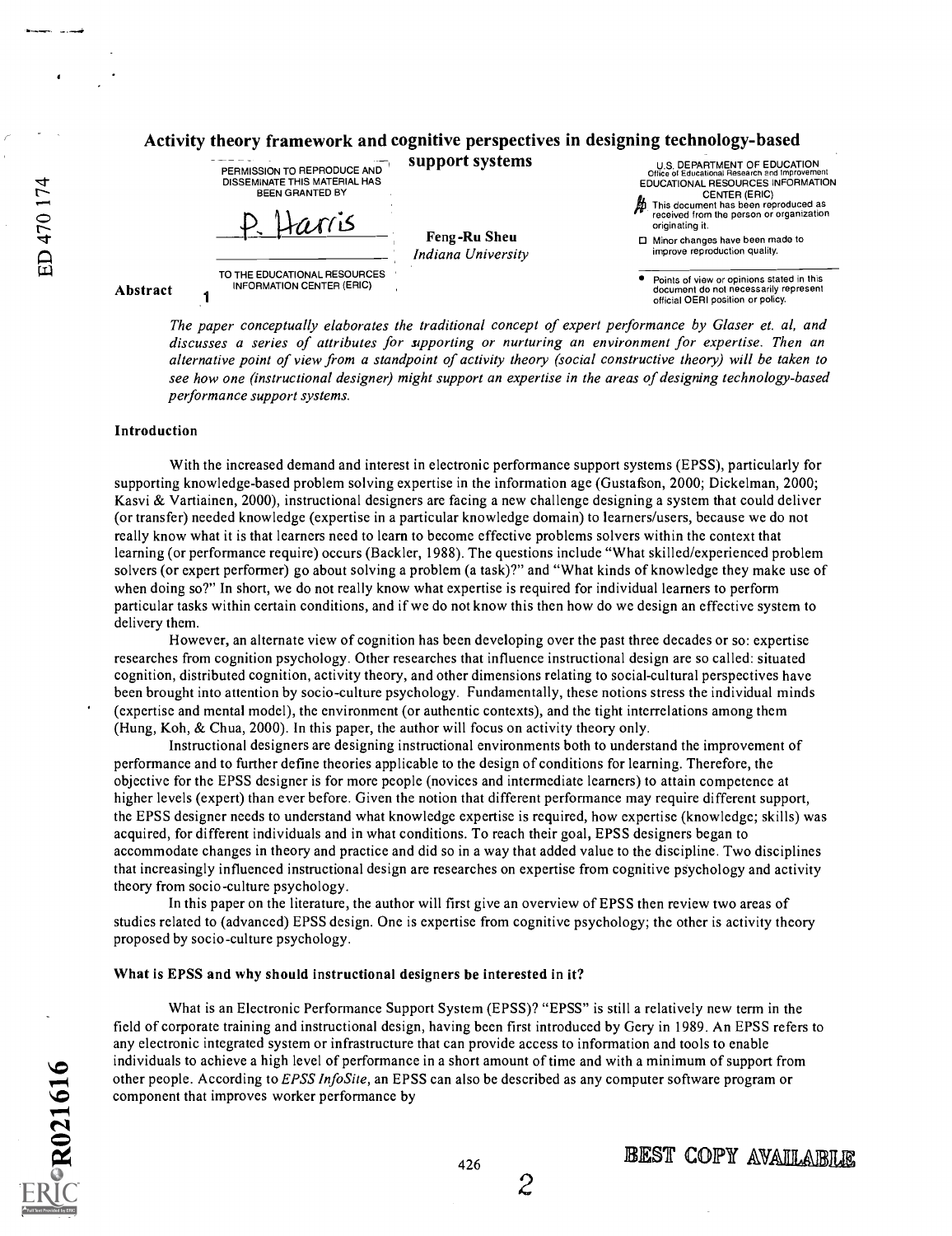# Activity theory framework and cognitive perspectives in designing technology-based support systems

Feng-Ru Sheu
*Indiana University*

## Abstract

*The paper conceptually elaborates the traditional concept of expert performance by Glaser et. al, and discusses a series of attributes for supporting or nurturing an environment for expertise. Then an alternative point of view from a standpoint of activity theory (social constructive theory) will be taken to see how one (instructional designer) might support an expertise in the areas of designing technology-based performance support systems.*

### Introduction

With the increased demand and interest in electronic performance support systems (EPSS), particularly for supporting knowledge-based problem solving expertise in the information age (Gustafson, 2000; Dickelman, 2000; Kasvi & Vartiainen, 2000), instructional designers are facing a new challenge designing a system that could deliver (or transfer) needed knowledge (expertise in a particular knowledge domain) to learners/users, because we do not really know what it is that learners need to learn to become effective problems solvers within the context that learning (or performance require) occurs (Backler, 1988). The questions include "What skilled/experienced problem solvers (or expert performer) go about solving a problem (a task)?" and "What kinds of knowledge they make use of when doing so?" In short, we do not really know what expertise is required for individual learners to perform particular tasks within certain conditions, and if we do not know this then how do we design an effective system to delivery them.

However, an alternate view of cognition has been developing over the past three decades or so: expertise researches from cognition psychology. Other researches that influence instructional design are so called: situated cognition, distributed cognition, activity theory, and other dimensions relating to social-cultural perspectives have been brought into attention by socio-culture psychology. Fundamentally, these notions stress the individual minds (expertise and mental model), the environment (or authentic contexts), and the tight interrelations among them (Hung, Koh, & Chua, 2000). In this paper, the author will focus on activity theory only.

Instructional designers are designing instructional environments both to understand the improvement of performance and to further define theories applicable to the design of conditions for learning. Therefore, the objective for the EPSS designer is for more people (novices and intermediate learners) to attain competence at higher levels (expert) than ever before. Given the notion that different performance may require different support, the EPSS designer needs to understand what knowledge expertise is required, how expertise (knowledge; skills) was acquired, for different individuals and in what conditions. To reach their goal, EPSS designers began to accommodate changes in theory and practice and did so in a way that added value to the discipline. Two disciplines that increasingly influenced instructional design are researches on expertise from cognitive psychology and activity theory from socio-culture psychology.

In this paper on the literature, the author will first give an overview of EPSS then review two areas of studies related to (advanced) EPSS design. One is expertise from cognitive psychology; the other is activity theory proposed by socio-culture psychology.

### What is EPSS and why should instructional designers be interested in it?

What is an Electronic Performance Support System (EPSS)? "EPSS" is still a relatively new term in the field of corporate training and instructional design, having been first introduced by Gery in 1989. An EPSS refers to any electronic integrated system or infrastructure that can provide access to information and tools to enable individuals to achieve a high level of performance in a short amount of time and with a minimum of support from other people. According to *EPSS InfoSite*, an EPSS can also be described as any computer software program or component that improves worker performance by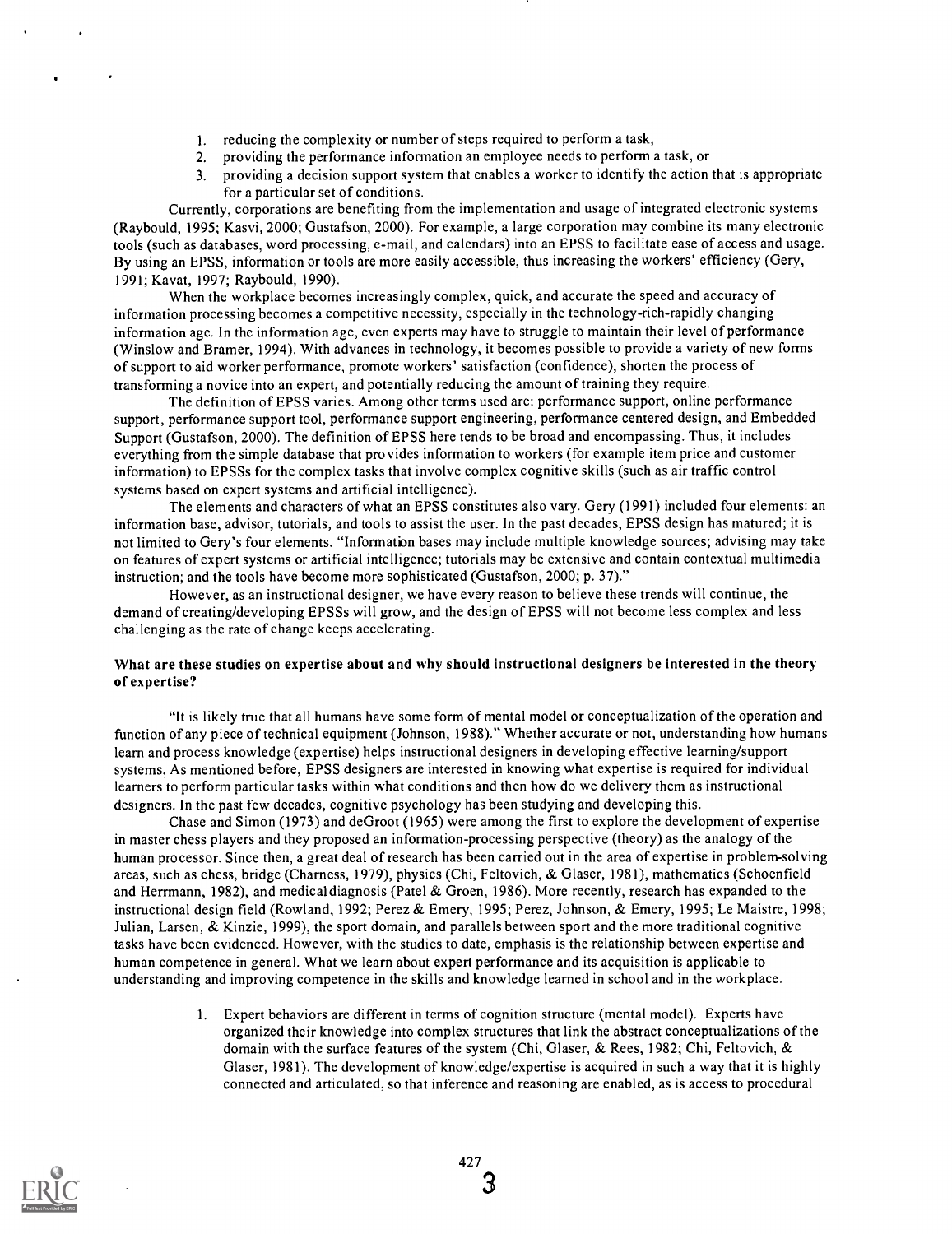1. reducing the complexity or number of steps required to perform a task,
2. providing the performance information an employee needs to perform a task, or
3. providing a decision support system that enables a worker to identify the action that is appropriate for a particular set of conditions.

Currently, corporations are benefiting from the implementation and usage of integrated electronic systems (Raybould, 1995; Kasvi, 2000; Gustafson, 2000). For example, a large corporation may combine its many electronic tools (such as databases, word processing, e-mail, and calendars) into an EPSS to facilitate ease of access and usage. By using an EPSS, information or tools are more easily accessible, thus increasing the workers' efficiency (Gery, 1991; Kavat, 1997; Raybould, 1990).

When the workplace becomes increasingly complex, quick, and accurate the speed and accuracy of information processing becomes a competitive necessity, especially in the technology-rich-rapidly changing information age. In the information age, even experts may have to struggle to maintain their level of performance (Winslow and Bramer, 1994). With advances in technology, it becomes possible to provide a variety of new forms of support to aid worker performance, promote workers' satisfaction (confidence), shorten the process of transforming a novice into an expert, and potentially reducing the amount of training they require.

The definition of EPSS varies. Among other terms used are: performance support, online performance support, performance support tool, performance support engineering, performance centered design, and Embedded Support (Gustafson, 2000). The definition of EPSS here tends to be broad and encompassing. Thus, it includes everything from the simple database that provides information to workers (for example item price and customer information) to EPSSs for the complex tasks that involve complex cognitive skills (such as air traffic control systems based on expert systems and artificial intelligence).

The elements and characters of what an EPSS constitutes also vary. Gery (1991) included four elements: an information base, advisor, tutorials, and tools to assist the user. In the past decades, EPSS design has matured; it is not limited to Gery's four elements. "Information bases may include multiple knowledge sources; advising may take on features of expert systems or artificial intelligence; tutorials may be extensive and contain contextual multimedia instruction; and the tools have become more sophisticated (Gustafson, 2000; p. 37)."

However, as an instructional designer, we have every reason to believe these trends will continue, the demand of creating/developing EPSSs will grow, and the design of EPSS will not become less complex and less challenging as the rate of change keeps accelerating.

### What are these studies on expertise about and why should instructional designers be interested in the theory of expertise?

"It is likely true that all humans have some form of mental model or conceptualization of the operation and function of any piece of technical equipment (Johnson, 1988)." Whether accurate or not, understanding how humans learn and process knowledge (expertise) helps instructional designers in developing effective learning/support systems. As mentioned before, EPSS designers are interested in knowing what expertise is required for individual learners to perform particular tasks within what conditions and then how do we delivery them as instructional designers. In the past few decades, cognitive psychology has been studying and developing this.

Chase and Simon (1973) and deGroot (1965) were among the first to explore the development of expertise in master chess players and they proposed an information-processing perspective (theory) as the analogy of the human processor. Since then, a great deal of research has been carried out in the area of expertise in problem-solving areas, such as chess, bridge (Charness, 1979), physics (Chi, Feltovich, & Glaser, 1981), mathematics (Schoenfield and Herrmann, 1982), and medical diagnosis (Patel & Groen, 1986). More recently, research has expanded to the instructional design field (Rowland, 1992; Perez & Emery, 1995; Perez, Johnson, & Emery, 1995; Le Maistre, 1998; Julian, Larsen, & Kinzie, 1999), the sport domain, and parallels between sport and the more traditional cognitive tasks have been evidenced. However, with the studies to date, emphasis is the relationship between expertise and human competence in general. What we learn about expert performance and its acquisition is applicable to understanding and improving competence in the skills and knowledge learned in school and in the workplace.

1. Expert behaviors are different in terms of cognition structure (mental model). Experts have organized their knowledge into complex structures that link the abstract conceptualizations of the domain with the surface features of the system (Chi, Glaser, & Rees, 1982; Chi, Feltovich, & Glaser, 1981). The development of knowledge/expertise is acquired in such a way that it is highly connected and articulated, so that inference and reasoning are enabled, as is access to procedural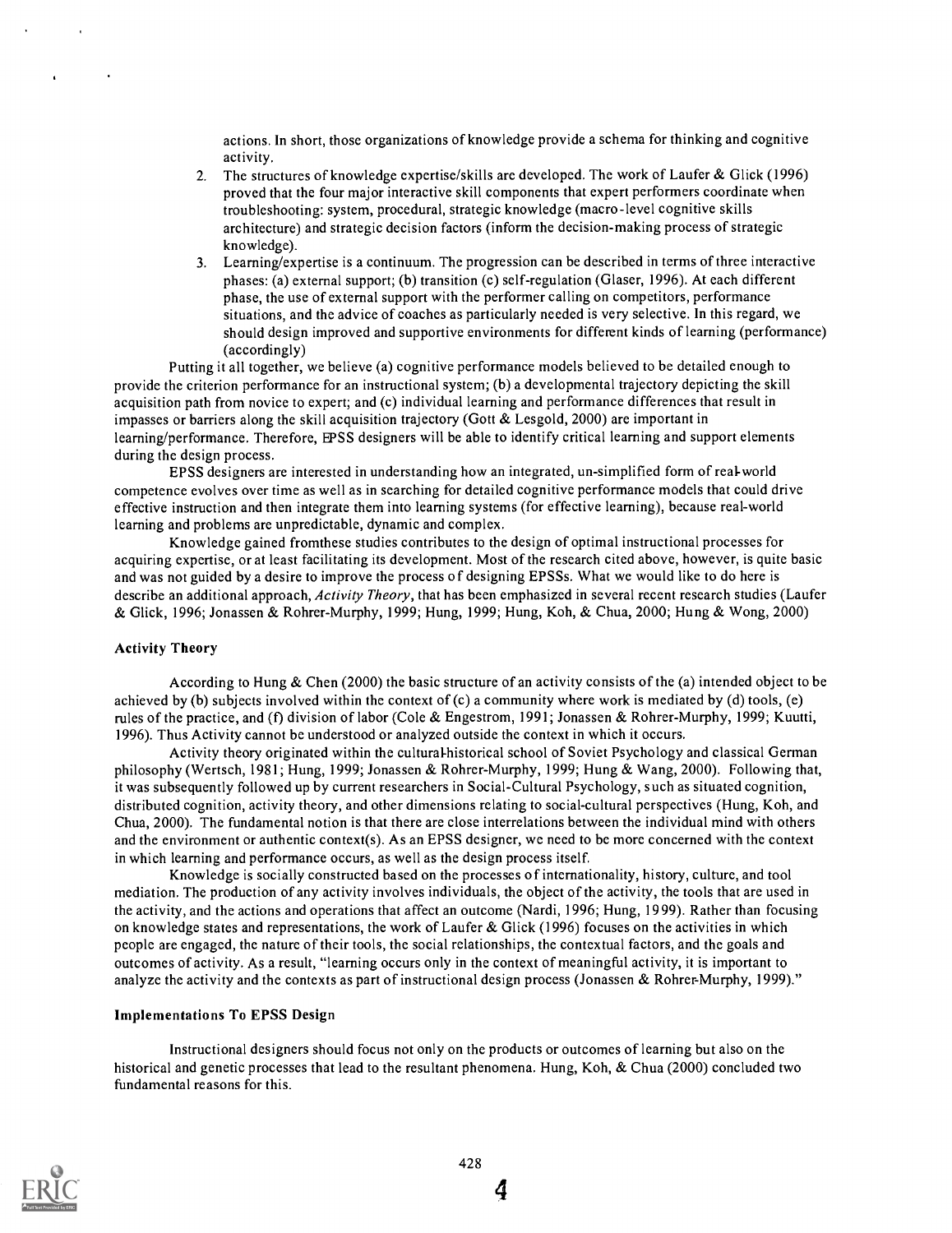actions. In short, those organizations of knowledge provide a schema for thinking and cognitive activity.

2. The structures of knowledge expertise/skills are developed. The work of Laufer & Glick (1996) proved that the four major interactive skill components that expert performers coordinate when troubleshooting: system, procedural, strategic knowledge (macro-level cognitive skills architecture) and strategic decision factors (inform the decision-making process of strategic knowledge).
3. Learning/expertise is a continuum. The progression can be described in terms of three interactive phases: (a) external support; (b) transition (c) self-regulation (Glaser, 1996). At each different phase, the use of external support with the performer calling on competitors, performance situations, and the advice of coaches as particularly needed is very selective. In this regard, we should design improved and supportive environments for different kinds of learning (performance) (accordingly)

Putting it all together, we believe (a) cognitive performance models believed to be detailed enough to provide the criterion performance for an instructional system; (b) a developmental trajectory depicting the skill acquisition path from novice to expert; and (c) individual learning and performance differences that result in impasses or barriers along the skill acquisition trajectory (Gott & Lesgold, 2000) are important in learning/performance. Therefore, EPSS designers will be able to identify critical learning and support elements during the design process.

EPSS designers are interested in understanding how an integrated, un-simplified form of real-world competence evolves over time as well as in searching for detailed cognitive performance models that could drive effective instruction and then integrate them into learning systems (for effective learning), because real-world learning and problems are unpredictable, dynamic and complex.

Knowledge gained fromthese studies contributes to the design of optimal instructional processes for acquiring expertise, or at least facilitating its development. Most of the research cited above, however, is quite basic and was not guided by a desire to improve the process of designing EPSSs. What we would like to do here is describe an additional approach, *Activity Theory*, that has been emphasized in several recent research studies (Laufer & Glick, 1996; Jonassen & Rohrer-Murphy, 1999; Hung, 1999; Hung, Koh, & Chua, 2000; Hung & Wong, 2000)

### Activity Theory

According to Hung & Chen (2000) the basic structure of an activity consists of the (a) intended object to be achieved by (b) subjects involved within the context of (c) a community where work is mediated by (d) tools, (e) rules of the practice, and (f) division of labor (Cole & Engestrom, 1991; Jonassen & Rohrer-Murphy, 1999; Kuutti, 1996). Thus Activity cannot be understood or analyzed outside the context in which it occurs.

Activity theory originated within the cultural-historical school of Soviet Psychology and classical German philosophy (Wertsch, 1981; Hung, 1999; Jonassen & Rohrer-Murphy, 1999; Hung & Wang, 2000). Following that, it was subsequently followed up by current researchers in Social-Cultural Psychology, such as situated cognition, distributed cognition, activity theory, and other dimensions relating to social-cultural perspectives (Hung, Koh, and Chua, 2000). The fundamental notion is that there are close interrelations between the individual mind with others and the environment or authentic context(s). As an EPSS designer, we need to be more concerned with the context in which learning and performance occurs, as well as the design process itself.

Knowledge is socially constructed based on the processes of internationality, history, culture, and tool mediation. The production of any activity involves individuals, the object of the activity, the tools that are used in the activity, and the actions and operations that affect an outcome (Nardi, 1996; Hung, 1999). Rather than focusing on knowledge states and representations, the work of Laufer & Glick (1996) focuses on the activities in which people are engaged, the nature of their tools, the social relationships, the contextual factors, and the goals and outcomes of activity. As a result, "learning occurs only in the context of meaningful activity, it is important to analyze the activity and the contexts as part of instructional design process (Jonassen & Rohrer-Murphy, 1999)."

### Implementations To EPSS Design

Instructional designers should focus not only on the products or outcomes of learning but also on the historical and genetic processes that lead to the resultant phenomena. Hung, Koh, & Chua (2000) concluded two fundamental reasons for this.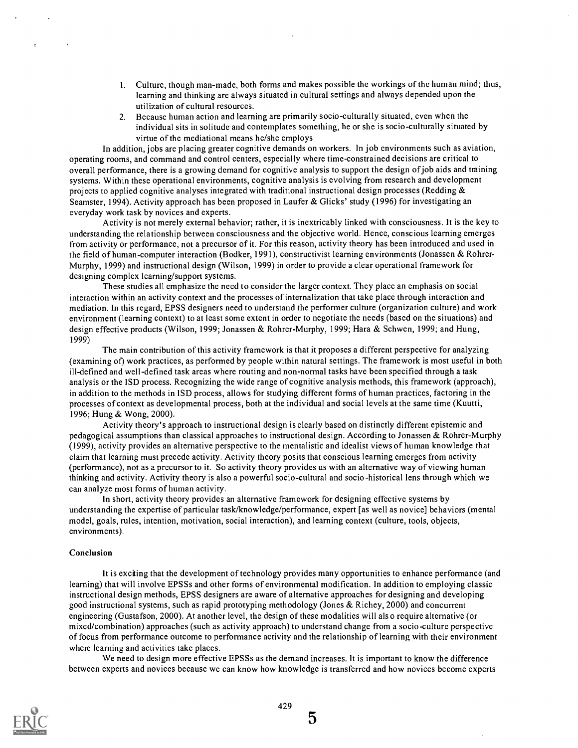1. Culture, though man-made, both forms and makes possible the workings of the human mind; thus, learning and thinking are always situated in cultural settings and always depended upon the utilization of cultural resources.
2. Because human action and learning are primarily socio-culturally situated, even when the individual sits in solitude and contemplates something, he or she is socio-culturally situated by virtue of the mediational means he/she employs

In addition, jobs are placing greater cognitive demands on workers. In job environments such as aviation, operating rooms, and command and control centers, especially where time-constrained decisions are critical to overall performance, there is a growing demand for cognitive analysis to support the design of job aids and training systems. Within these operational environments, cognitive analysis is evolving from research and development projects to applied cognitive analyses integrated with traditional instructional design processes (Redding & Seamster, 1994). Activity approach has been proposed in Laufer & Glicks' study (1996) for investigating an everyday work task by novices and experts.

Activity is not merely external behavior; rather, it is inextricably linked with consciousness. It is the key to understanding the relationship between consciousness and the objective world. Hence, conscious learning emerges from activity or performance, not a precursor of it. For this reason, activity theory has been introduced and used in the field of human-computer interaction (Bodker, 1991), constructivist learning environments (Jonassen & Rohrer-Murphy, 1999) and instructional design (Wilson, 1999) in order to provide a clear operational framework for designing complex learning/support systems.

These studies all emphasize the need to consider the larger context. They place an emphasis on social interaction within an activity context and the processes of internalization that take place through interaction and mediation. In this regard, EPSS designers need to understand the performer culture (organization culture) and work environment (learning context) to at least some extent in order to negotiate the needs (based on the situations) and design effective products (Wilson, 1999; Jonassen & Rohrer-Murphy, 1999; Hara & Schwen, 1999; and Hung, 1999)

The main contribution of this activity framework is that it proposes a different perspective for analyzing (examining of) work practices, as performed by people within natural settings. The framework is most useful in both ill-defined and well-defined task areas where routing and non-normal tasks have been specified through a task analysis or the ISD process. Recognizing the wide range of cognitive analysis methods, this framework (approach), in addition to the methods in ISD process, allows for studying different forms of human practices, factoring in the processes of context as developmental process, both at the individual and social levels at the same time (Kuutti, 1996; Hung & Wong, 2000).

Activity theory's approach to instructional design is clearly based on distinctly different epistemic and pedagogical assumptions than classical approaches to instructional design. According to Jonassen & Rohrer-Murphy (1999), activity provides an alternative perspective to the mentalistic and idealist views of human knowledge that claim that learning must precede activity. Activity theory posits that conscious learning emerges from activity (performance), not as a precursor to it. So activity theory provides us with an alternative way of viewing human thinking and activity. Activity theory is also a powerful socio-cultural and socio-historical lens through which we can analyze most forms of human activity.

In short, activity theory provides an alternative framework for designing effective systems by understanding the expertise of particular task/knowledge/performance, expert [as well as novice] behaviors (mental model, goals, rules, intention, motivation, social interaction), and learning context (culture, tools, objects, environments).

**Conclusion**

It is exciting that the development of technology provides many opportunities to enhance performance (and learning) that will involve EPSSs and other forms of environmental modification. In addition to employing classic instructional design methods, EPSS designers are aware of alternative approaches for designing and developing good instructional systems, such as rapid prototyping methodology (Jones & Richey, 2000) and concurrent engineering (Gustafson, 2000). At another level, the design of these modalities will also require alternative (or mixed/combination) approaches (such as activity approach) to understand change from a socio-culture perspective of focus from performance outcome to performance activity and the relationship of learning with their environment where learning and activities take places.

We need to design more effective EPSSs as the demand increases. It is important to know the difference between experts and novices because we can know how knowledge is transferred and how novices become experts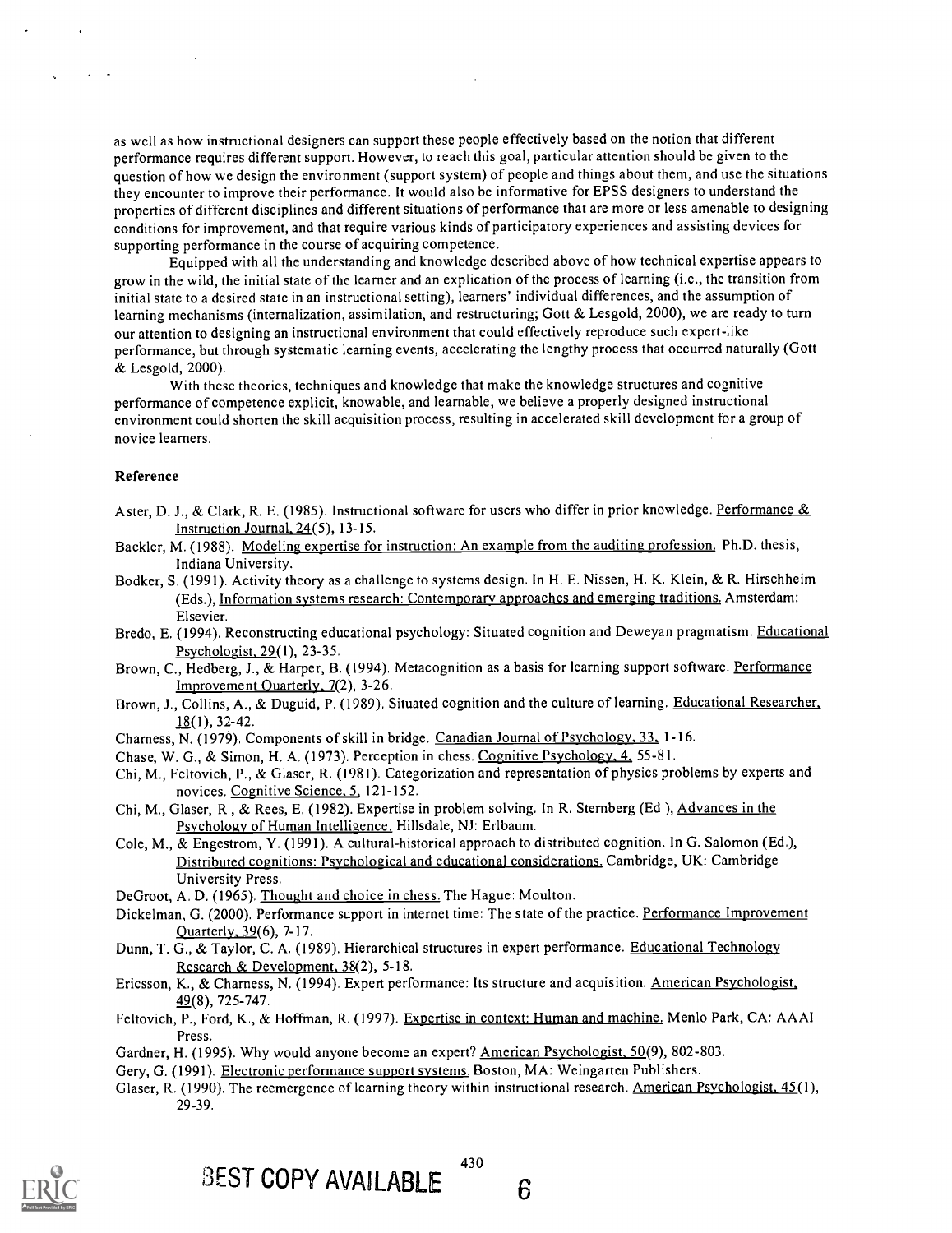as well as how instructional designers can support these people effectively based on the notion that different performance requires different support. However, to reach this goal, particular attention should be given to the question of how we design the environment (support system) of people and things about them, and use the situations they encounter to improve their performance. It would also be informative for EPSS designers to understand the properties of different disciplines and different situations of performance that are more or less amenable to designing conditions for improvement, and that require various kinds of participatory experiences and assisting devices for supporting performance in the course of acquiring competence.

Equipped with all the understanding and knowledge described above of how technical expertise appears to grow in the wild, the initial state of the learner and an explication of the process of learning (i.e., the transition from initial state to a desired state in an instructional setting), learners' individual differences, and the assumption of learning mechanisms (internalization, assimilation, and restructuring; Gott & Lesgold, 2000), we are ready to turn our attention to designing an instructional environment that could effectively reproduce such expert-like performance, but through systematic learning events, accelerating the lengthy process that occurred naturally (Gott & Lesgold, 2000).

With these theories, techniques and knowledge that make the knowledge structures and cognitive performance of competence explicit, knowable, and learnable, we believe a properly designed instructional environment could shorten the skill acquisition process, resulting in accelerated skill development for a group of novice learners.

### Reference

Aster, D. J., & Clark, R. E. (1985). Instructional software for users who differ in prior knowledge. Performance & Instruction Journal, 24(5), 13-15.

Backler, M. (1988). Modeling expertise for instruction: An example from the auditing profession. Ph.D. thesis, Indiana University.

Bodker, S. (1991). Activity theory as a challenge to systems design. In H. E. Nissen, H. K. Klein, & R. Hirschheim (Eds.), Information systems research: Contemporary approaches and emerging traditions. Amsterdam: Elsevier.

Bredo, E. (1994). Reconstructing educational psychology: Situated cognition and Deweyan pragmatism. Educational Psychologist, 29(1), 23-35.

Brown, C., Hedberg, J., & Harper, B. (1994). Metacognition as a basis for learning support software. Performance Improvement Quarterly, 7(2), 3-26.

Brown, J., Collins, A., & Duguid, P. (1989). Situated cognition and the culture of learning. Educational Researcher, 18(1), 32-42.

Charness, N. (1979). Components of skill in bridge. Canadian Journal of Psychology, 33, 1-16.

Chase, W. G., & Simon, H. A. (1973). Perception in chess. Cognitive Psychology, 4, 55-81.

Chi, M., Feltovich, P., & Glaser, R. (1981). Categorization and representation of physics problems by experts and novices. Cognitive Science, 5, 121-152.

Chi, M., Glaser, R., & Rees, E. (1982). Expertise in problem solving. In R. Sternberg (Ed.), Advances in the Psychology of Human Intelligence. Hillsdale, NJ: Erlbaum.

Cole, M., & Engestrom, Y. (1991). A cultural-historical approach to distributed cognition. In G. Salomon (Ed.), Distributed cognitions: Psychological and educational considerations. Cambridge, UK: Cambridge University Press.

DeGroot, A. D. (1965). Thought and choice in chess. The Hague: Moulton.

Dickelman, G. (2000). Performance support in internet time: The state of the practice. Performance Improvement Quarterly, 39(6), 7-17.

Dunn, T. G., & Taylor, C. A. (1989). Hierarchical structures in expert performance. Educational Technology Research & Development, 38(2), 5-18.

Ericsson, K., & Charness, N. (1994). Expert performance: Its structure and acquisition. American Psychologist, 49(8), 725-747.

Feltovich, P., Ford, K., & Hoffman, R. (1997). Expertise in context: Human and machine. Menlo Park, CA: AAAI Press.

Gardner, H. (1995). Why would anyone become an expert? American Psychologist, 50(9), 802-803.

Gery, G. (1991). Electronic performance support systems. Boston, MA: Weingarten Publishers.

Glaser, R. (1990). The reemergence of learning theory within instructional research. American Psychologist, 45(1), 29-39.

BEST COPY AVAILABLE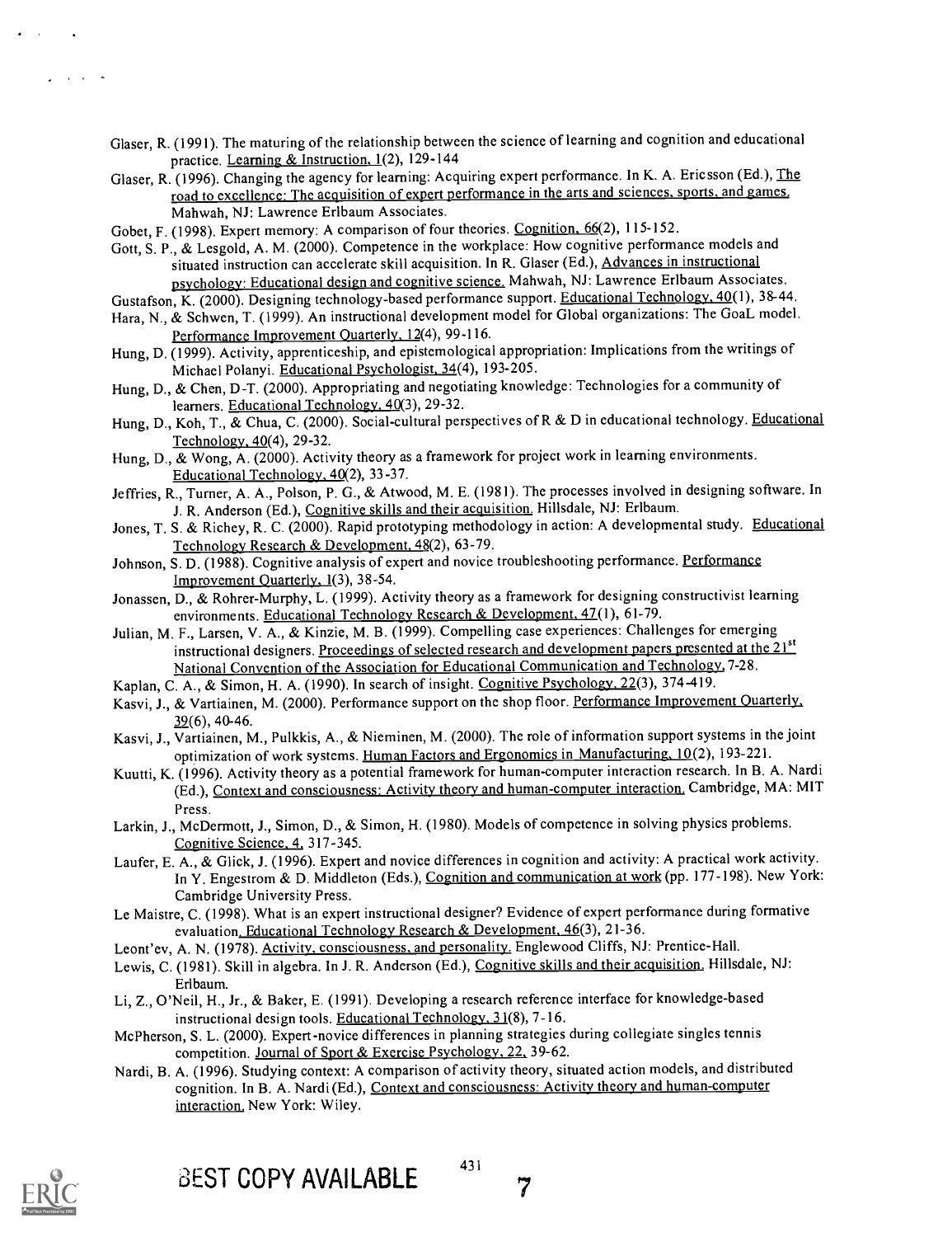Glaser, R. (1991). The maturing of the relationship between the science of learning and cognition and educational practice. Learning & Instruction, 1(2), 129-144

Glaser, R. (1996). Changing the agency for learning: Acquiring expert performance. In K. A. Ericsson (Ed.), The road to excellence: The acquisition of expert performance in the arts and sciences, sports, and games. Mahwah, NJ: Lawrence Erlbaum Associates.

Gobet, F. (1998). Expert memory: A comparison of four theories. Cognition, 66(2), 115-152.

Gott, S. P., & Lesgold, A. M. (2000). Competence in the workplace: How cognitive performance models and situated instruction can accelerate skill acquisition. In R. Glaser (Ed.), Advances in instructional psychology: Educational design and cognitive science. Mahwah, NJ: Lawrence Erlbaum Associates.

Gustafson, K. (2000). Designing technology-based performance support. Educational Technology, 40(1), 38-44.

Hara, N., & Schwen, T. (1999). An instructional development model for Global organizations: The GoaL model. Performance Improvement Quarterly, 12(4), 99-116.

Hung, D. (1999). Activity, apprenticeship, and epistemological appropriation: Implications from the writings of Michael Polanyi. Educational Psychologist, 34(4), 193-205.

Hung, D., & Chen, D-T. (2000). Appropriating and negotiating knowledge: Technologies for a community of learners. Educational Technology, 40(3), 29-32.

Hung, D., Koh, T., & Chua, C. (2000). Social-cultural perspectives of R & D in educational technology. Educational Technology, 40(4), 29-32.

Hung, D., & Wong, A. (2000). Activity theory as a framework for project work in learning environments. Educational Technology, 40(2), 33-37.

Jeffries, R., Turner, A. A., Polson, P. G., & Atwood, M. E. (1981). The processes involved in designing software. In J. R. Anderson (Ed.), Cognitive skills and their acquisition. Hillsdale, NJ: Erlbaum.

Jones, T. S. & Richey, R. C. (2000). Rapid prototyping methodology in action: A developmental study. Educational Technology Research & Development, 48(2), 63-79.

Johnson, S. D. (1988). Cognitive analysis of expert and novice troubleshooting performance. Performance Improvement Quarterly, 1(3), 38-54.

Jonassen, D., & Rohrer-Murphy, L. (1999). Activity theory as a framework for designing constructivist learning environments. Educational Technology Research & Development, 47(1), 61-79.

Julian, M. F., Larsen, V. A., & Kinzie, M. B. (1999). Compelling case experiences: Challenges for emerging instructional designers. Proceedings of selected research and development papers presented at the 21st National Convention of the Association for Educational Communication and Technology, 7-28.

Kaplan, C. A., & Simon, H. A. (1990). In search of insight. Cognitive Psychology, 22(3), 374-419.

Kasvi, J., & Vartiainen, M. (2000). Performance support on the shop floor. Performance Improvement Quarterly, 39(6), 40-46.

Kasvi, J., Vartiainen, M., Pulkkis, A., & Nieminen, M. (2000). The role of information support systems in the joint optimization of work systems. Human Factors and Ergonomics in Manufacturing, 10(2), 193-221.

Kuutti, K. (1996). Activity theory as a potential framework for human-computer interaction research. In B. A. Nardi (Ed.), Context and consciousness: Activity theory and human-computer interaction. Cambridge, MA: MIT Press.

Larkin, J., McDermott, J., Simon, D., & Simon, H. (1980). Models of competence in solving physics problems. Cognitive Science, 4, 317-345.

Laufer, E. A., & Glick, J. (1996). Expert and novice differences in cognition and activity: A practical work activity. In Y. Engestrom & D. Middleton (Eds.), Cognition and communication at work (pp. 177-198). New York: Cambridge University Press.

Le Maistre, C. (1998). What is an expert instructional designer? Evidence of expert performance during formative evaluation. Educational Technology Research & Development, 46(3), 21-36.

Leont'ev, A. N. (1978). Activity, consciousness, and personality. Englewood Cliffs, NJ: Prentice-Hall.

Lewis, C. (1981). Skill in algebra. In J. R. Anderson (Ed.), Cognitive skills and their acquisition. Hillsdale, NJ: Erlbaum.

Li, Z., O'Neil, H., Jr., & Baker, E. (1991). Developing a research reference interface for knowledge-based instructional design tools. Educational Technology, 31(8), 7-16.

McPherson, S. L. (2000). Expert-novice differences in planning strategies during collegiate singles tennis competition. Journal of Sport & Exercise Psychology, 22, 39-62.

Nardi, B. A. (1996). Studying context: A comparison of activity theory, situated action models, and distributed cognition. In B. A. Nardi (Ed.), Context and consciousness: Activity theory and human-computer interaction. New York: Wiley.

BEST COPY AVAILABLE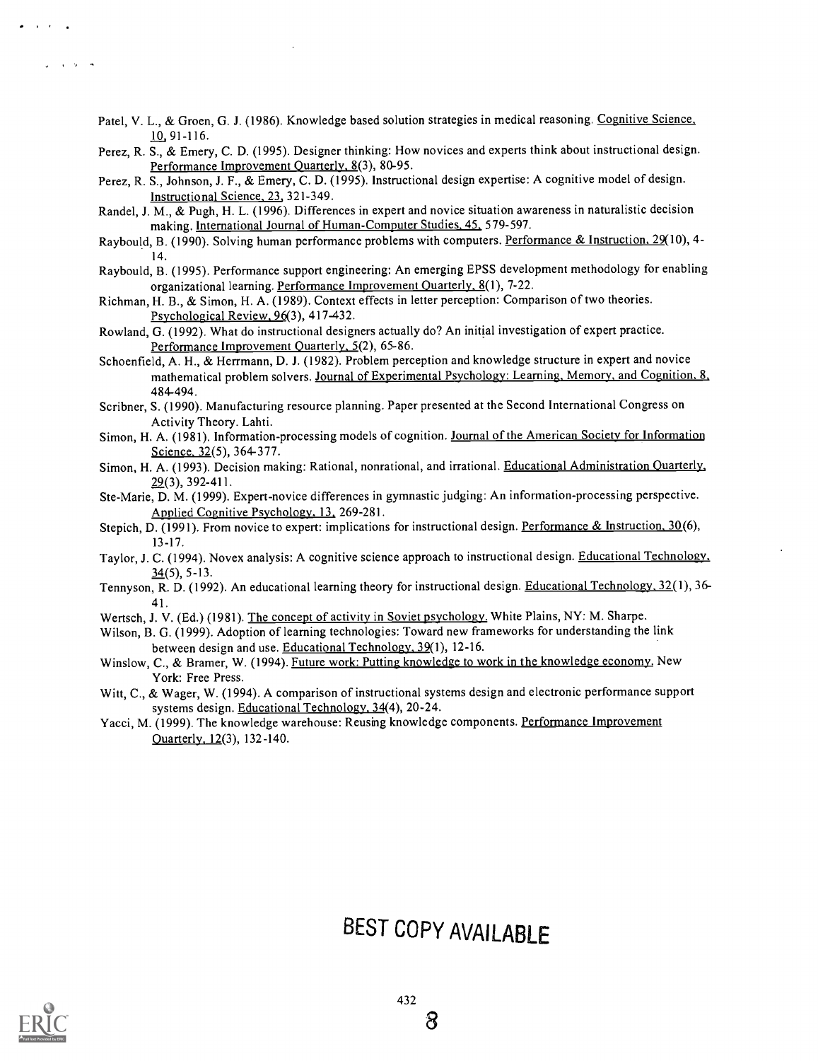Patel, V. L., & Groen, G. J. (1986). Knowledge based solution strategies in medical reasoning. Cognitive Science, 10, 91-116.

Perez, R. S., & Emery, C. D. (1995). Designer thinking: How novices and experts think about instructional design. Performance Improvement Quarterly, 8(3), 80-95.

Perez, R. S., Johnson, J. F., & Emery, C. D. (1995). Instructional design expertise: A cognitive model of design. Instructional Science, 23, 321-349.

Randel, J. M., & Pugh, H. L. (1996). Differences in expert and novice situation awareness in naturalistic decision making. International Journal of Human-Computer Studies, 45, 579-597.

Raybould, B. (1990). Solving human performance problems with computers. Performance & Instruction, 29(10), 4-14.

Raybould, B. (1995). Performance support engineering: An emerging EPSS development methodology for enabling organizational learning. Performance Improvement Quarterly, 8(1), 7-22.

Richman, H. B., & Simon, H. A. (1989). Context effects in letter perception: Comparison of two theories. Psychological Review, 96(3), 417-432.

Rowland, G. (1992). What do instructional designers actually do? An initial investigation of expert practice. Performance Improvement Quarterly, 5(2), 65-86.

Schoenfield, A. H., & Herrmann, D. J. (1982). Problem perception and knowledge structure in expert and novice mathematical problem solvers. Journal of Experimental Psychology: Learning, Memory, and Cognition, 8, 484-494.

Scribner, S. (1990). Manufacturing resource planning. Paper presented at the Second International Congress on Activity Theory. Lahti.

Simon, H. A. (1981). Information-processing models of cognition. Journal of the American Society for Information Science, 32(5), 364-377.

Simon, H. A. (1993). Decision making: Rational, nonrational, and irrational. Educational Administration Quarterly, 29(3), 392-411.

Ste-Marie, D. M. (1999). Expert-novice differences in gymnastic judging: An information-processing perspective. Applied Cognitive Psychology, 13, 269-281.

Stepich, D. (1991). From novice to expert: implications for instructional design. Performance & Instruction, 30(6), 13-17.

Taylor, J. C. (1994). Novex analysis: A cognitive science approach to instructional design. Educational Technology, 34(5), 5-13.

Tennyson, R. D. (1992). An educational learning theory for instructional design. Educational Technology, 32(1), 36-41.

Wertsch, J. V. (Ed.) (1981). The concept of activity in Soviet psychology. White Plains, NY: M. Sharpe.

Wilson, B. G. (1999). Adoption of learning technologies: Toward new frameworks for understanding the link between design and use. Educational Technology, 39(1), 12-16.

Winslow, C., & Bramer, W. (1994). Future work: Putting knowledge to work in the knowledge economy. New York: Free Press.

Witt, C., & Wager, W. (1994). A comparison of instructional systems design and electronic performance support systems design. Educational Technology, 34(4), 20-24.

Yacci, M. (1999). The knowledge warehouse: Reusing knowledge components. Performance Improvement Quarterly, 12(3), 132-140.

BEST COPY AVAILABLE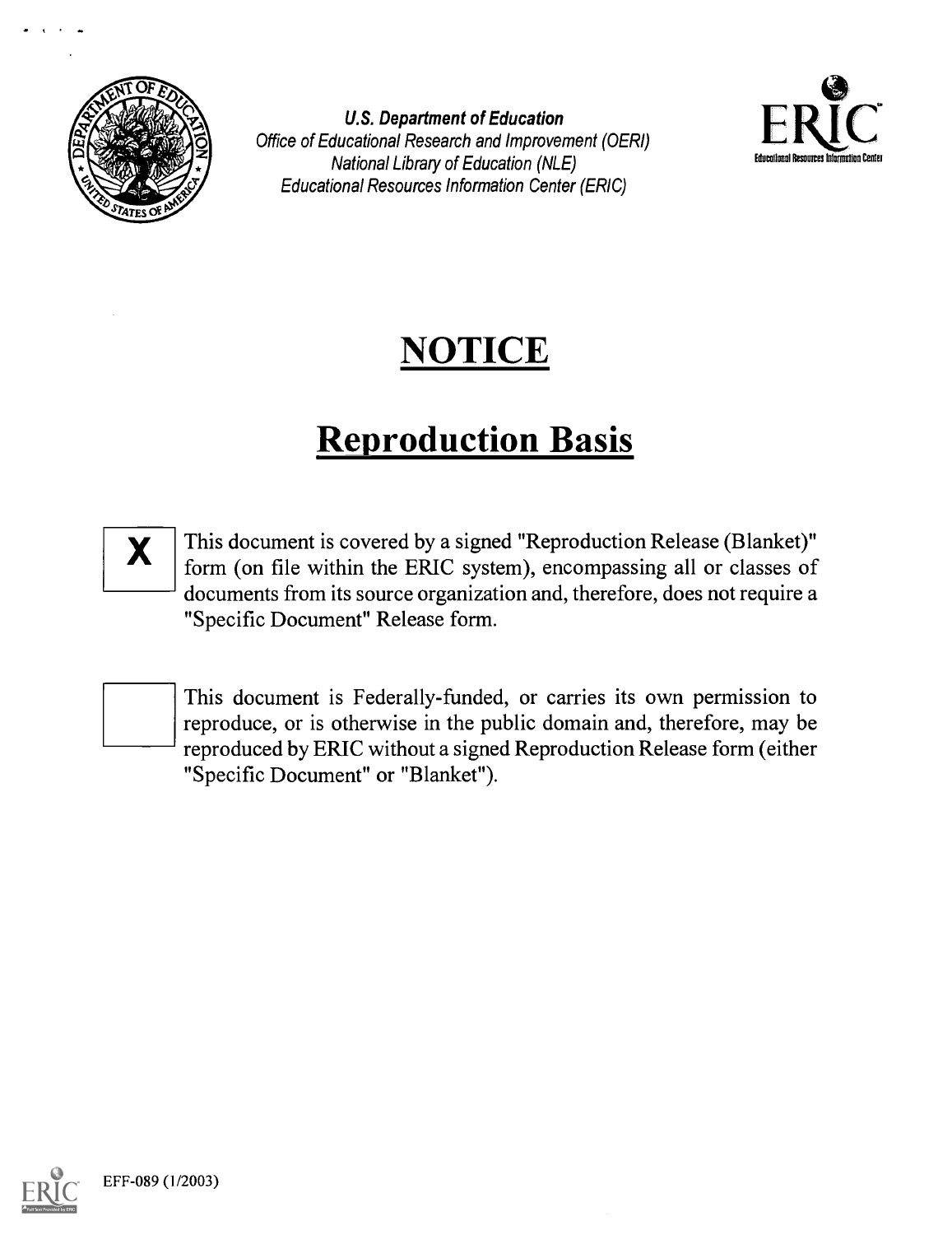**U.S. Department of Education**

*Office of Educational Research and Improvement (OERI)*

*National Library of Education (NLE)*

*Educational Resources Information Center (ERIC)*

ERIC Educational Resources Information Center

# NOTICE

# Reproduction Basis

- [X] This document is covered by a signed "Reproduction Release (Blanket)" form (on file within the ERIC system), encompassing all or classes of documents from its source organization and, therefore, does not require a "Specific Document" Release form.

- [ ] This document is Federally-funded, or carries its own permission to reproduce, or is otherwise in the public domain and, therefore, may be reproduced by ERIC without a signed Reproduction Release form (either "Specific Document" or "Blanket").

EFF-089 (1/2003)